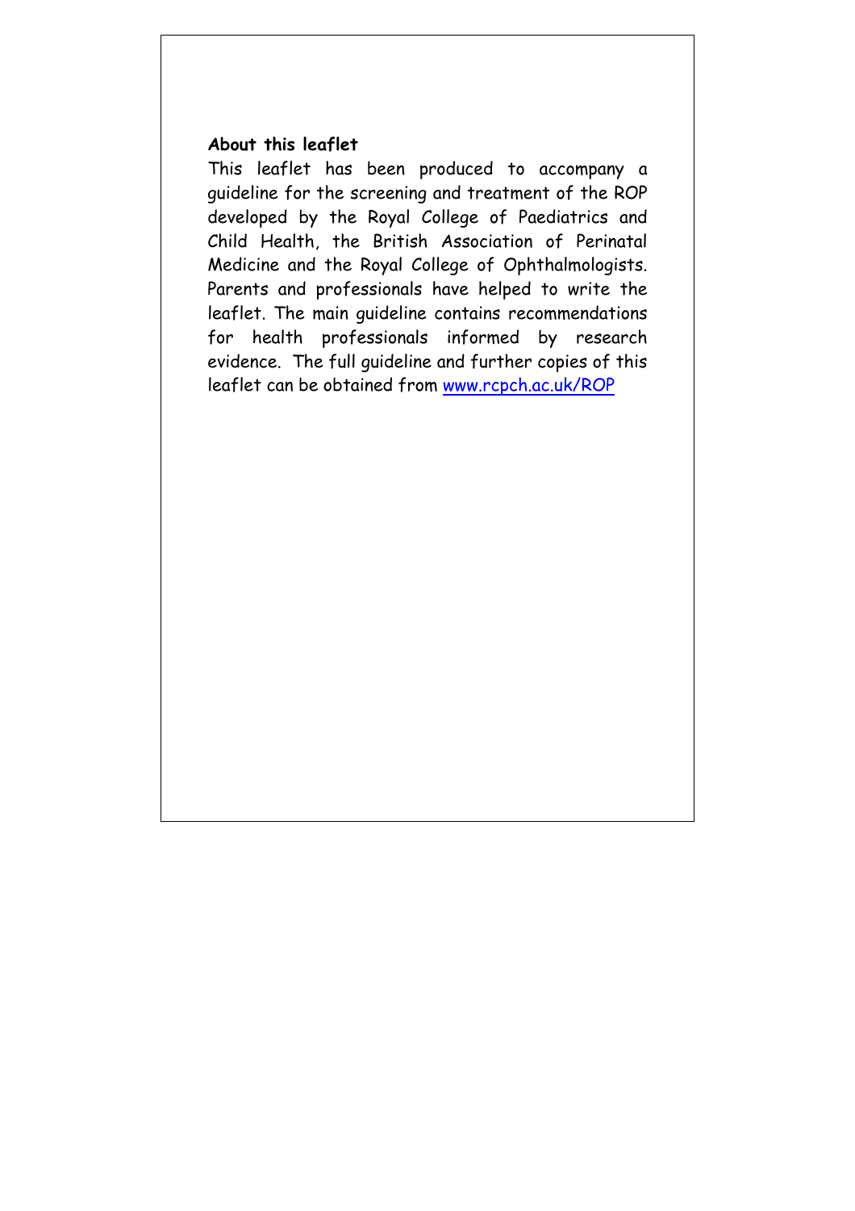**About this leaflet**

This leaflet has been produced to accompany a guideline for the screening and treatment of the ROP developed by the Royal College of Paediatrics and Child Health, the British Association of Perinatal Medicine and the Royal College of Ophthalmologists. Parents and professionals have helped to write the leaflet. The main guideline contains recommendations for health professionals informed by research evidence. The full guideline and further copies of this leaflet can be obtained from [www.rcpch.ac.uk/ROP](http://www.rcpch.ac.uk/ROP)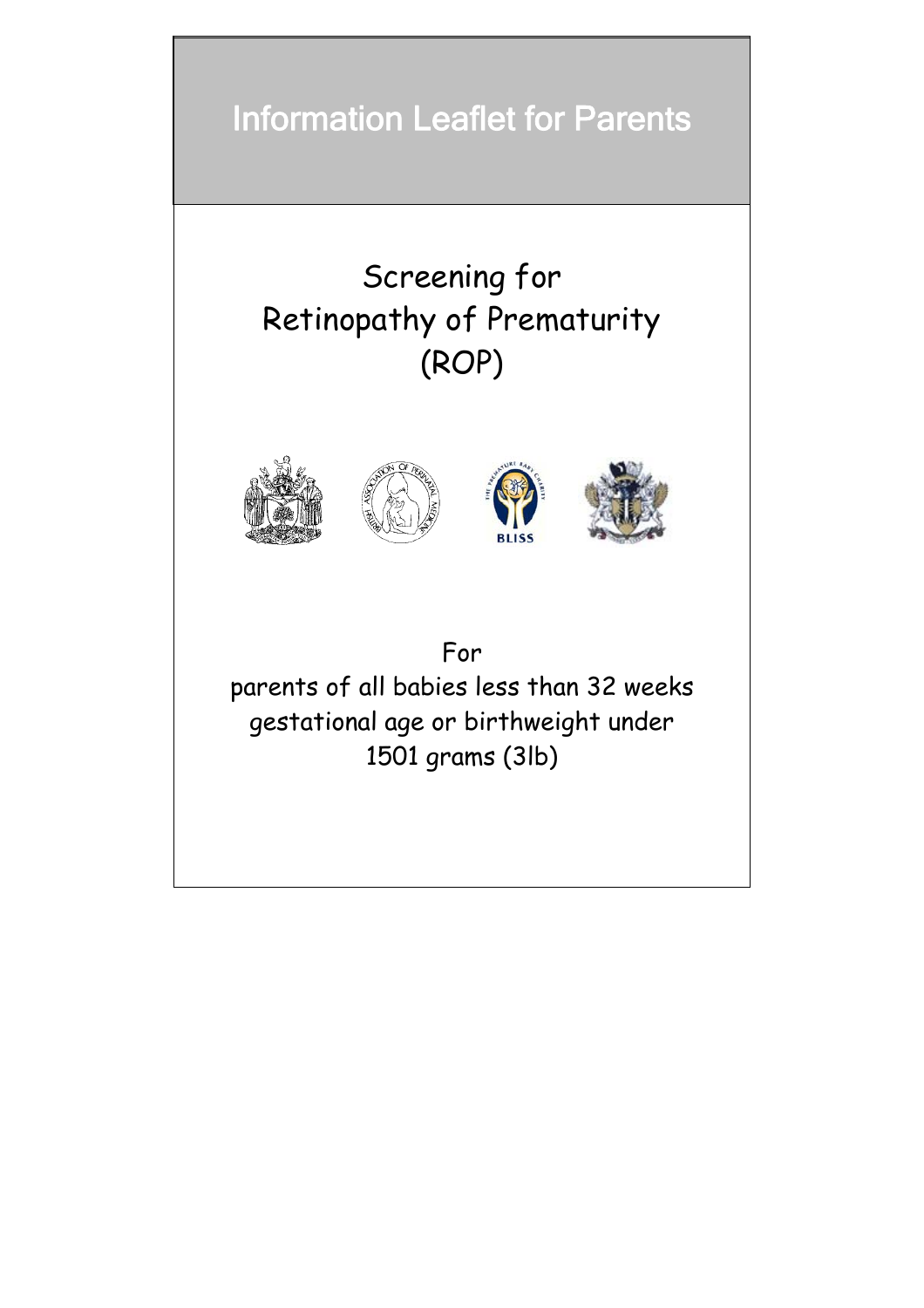# Information Leaflet for Parents

## Screening for Retinopathy of Prematurity (ROP)

For
parents of all babies less than 32 weeks gestational age or birthweight under 1501 grams (3lb)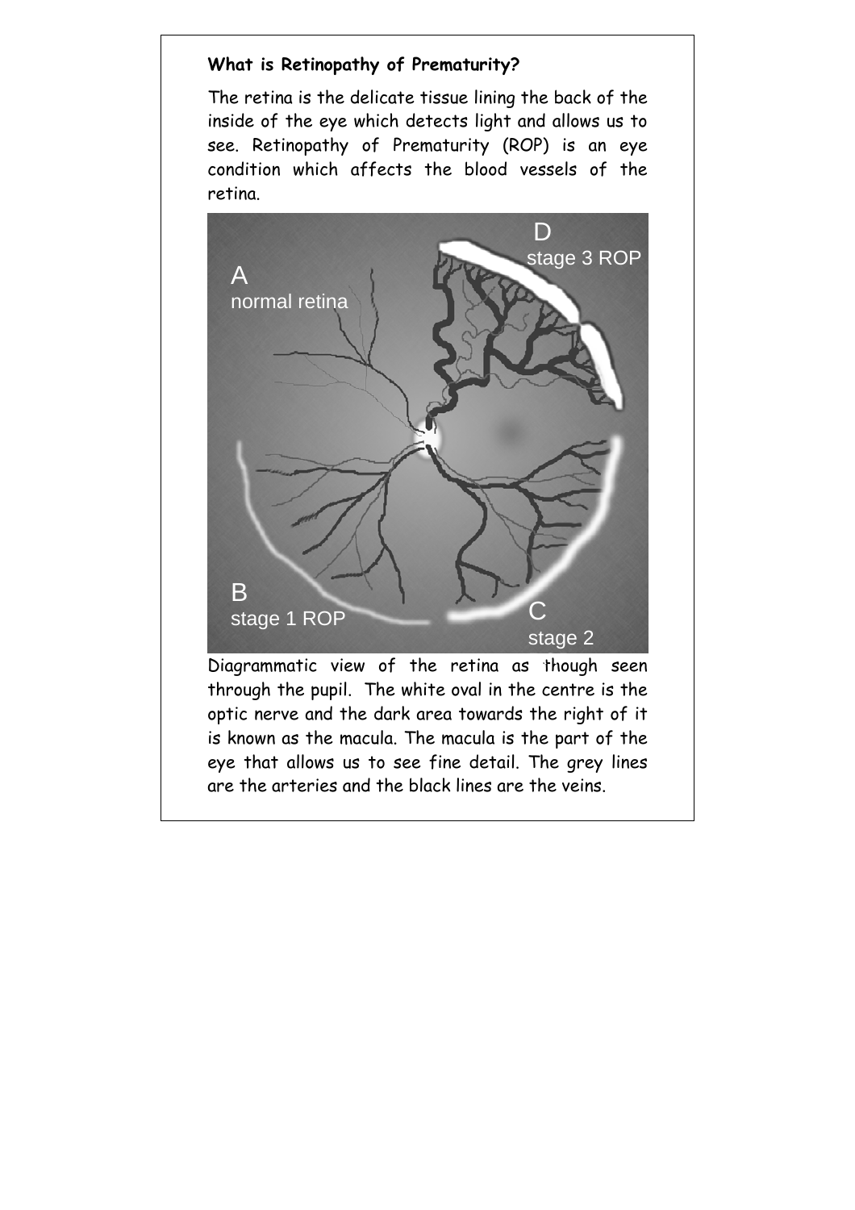**What is Retinopathy of Prematurity?**

The retina is the delicate tissue lining the back of the inside of the eye which detects light and allows us to see. Retinopathy of Prematurity (ROP) is an eye condition which affects the blood vessels of the retina.

A normal retina

B stage 1 ROP

C stage 2

D stage 3 ROP

Diagrammatic view of the retina as though seen through the pupil. The white oval in the centre is the optic nerve and the dark area towards the right of it is known as the macula. The macula is the part of the eye that allows us to see fine detail. The grey lines are the arteries and the black lines are the veins.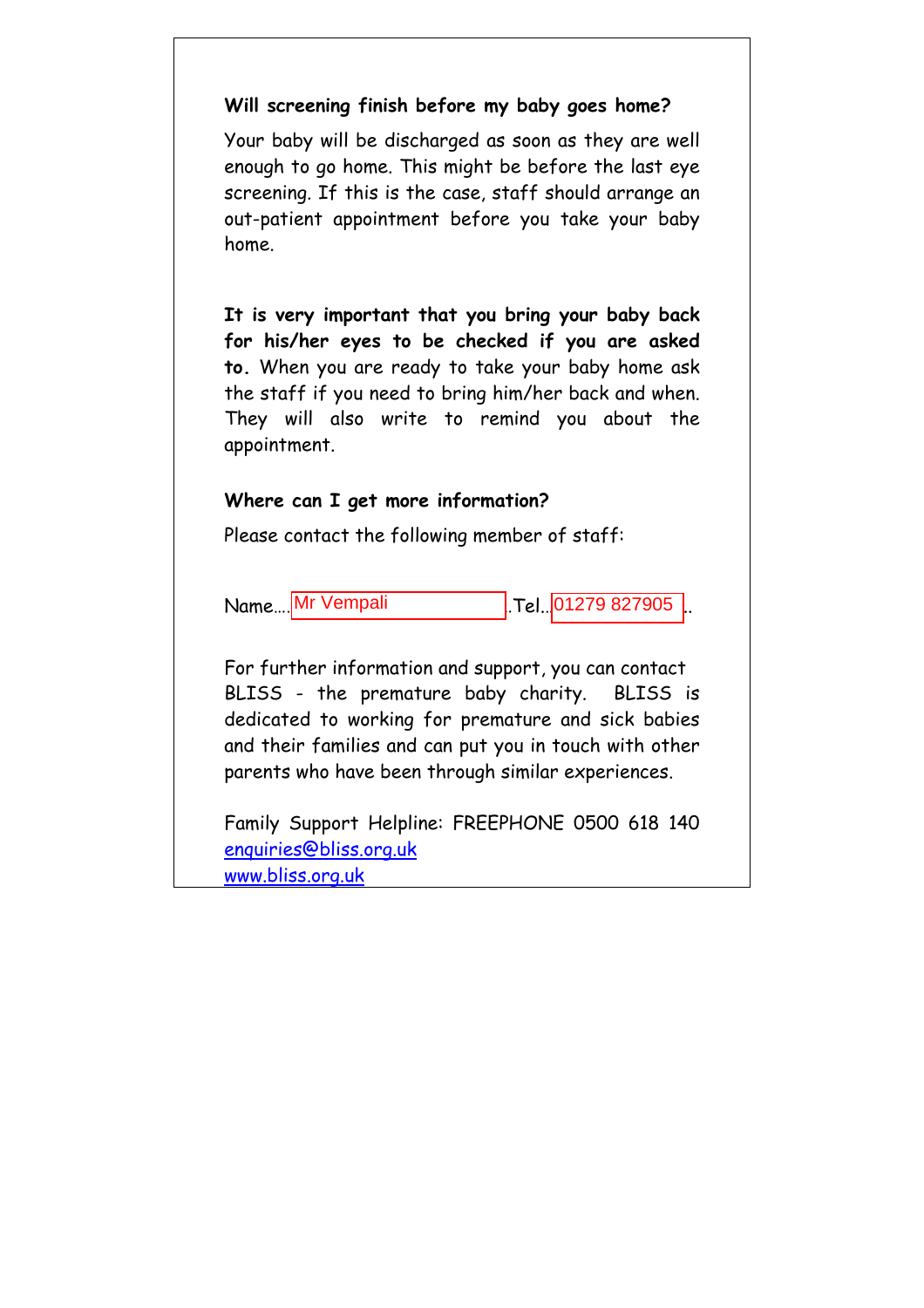**Will screening finish before my baby goes home?**

Your baby will be discharged as soon as they are well enough to go home. This might be before the last eye screening. If this is the case, staff should arrange an out-patient appointment before you take your baby home.

**It is very important that you bring your baby back for his/her eyes to be checked if you are asked to.** When you are ready to take your baby home ask the staff if you need to bring him/her back and when. They will also write to remind you about the appointment.

**Where can I get more information?**

Please contact the following member of staff:

Name.... Mr Vempali .Tel.. 01279 827905 ..

For further information and support, you can contact BLISS - the premature baby charity. BLISS is dedicated to working for premature and sick babies and their families and can put you in touch with other parents who have been through similar experiences.

Family Support Helpline: FREEPHONE 0500 618 140
enquiries@bliss.org.uk
www.bliss.org.uk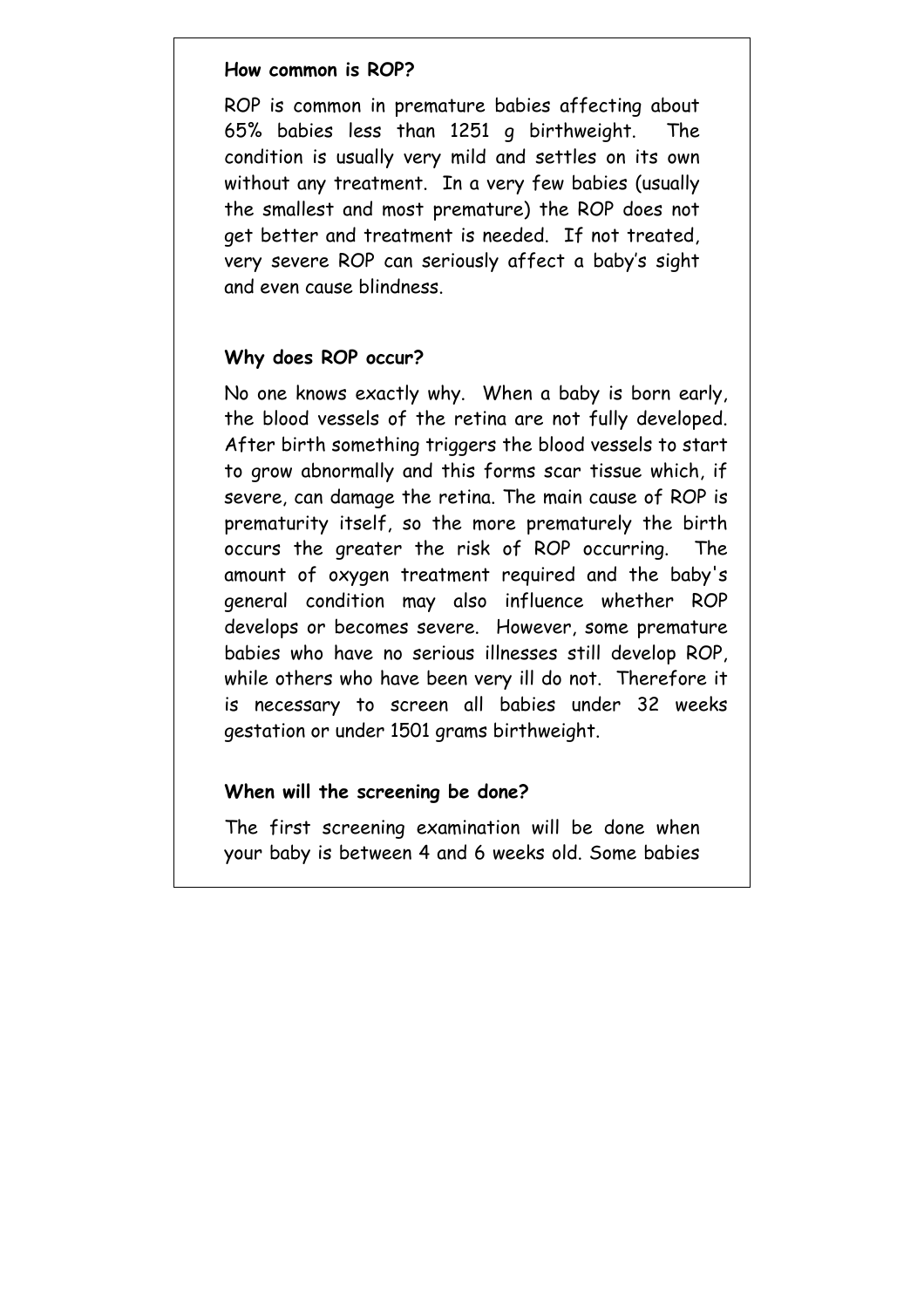**How common is ROP?**

ROP is common in premature babies affecting about 65% babies less than 1251 g birthweight. The condition is usually very mild and settles on its own without any treatment. In a very few babies (usually the smallest and most premature) the ROP does not get better and treatment is needed. If not treated, very severe ROP can seriously affect a baby's sight and even cause blindness.

**Why does ROP occur?**

No one knows exactly why. When a baby is born early, the blood vessels of the retina are not fully developed. After birth something triggers the blood vessels to start to grow abnormally and this forms scar tissue which, if severe, can damage the retina. The main cause of ROP is prematurity itself, so the more prematurely the birth occurs the greater the risk of ROP occurring. The amount of oxygen treatment required and the baby's general condition may also influence whether ROP develops or becomes severe. However, some premature babies who have no serious illnesses still develop ROP, while others who have been very ill do not. Therefore it is necessary to screen all babies under 32 weeks gestation or under 1501 grams birthweight.

**When will the screening be done?**

The first screening examination will be done when your baby is between 4 and 6 weeks old. Some babies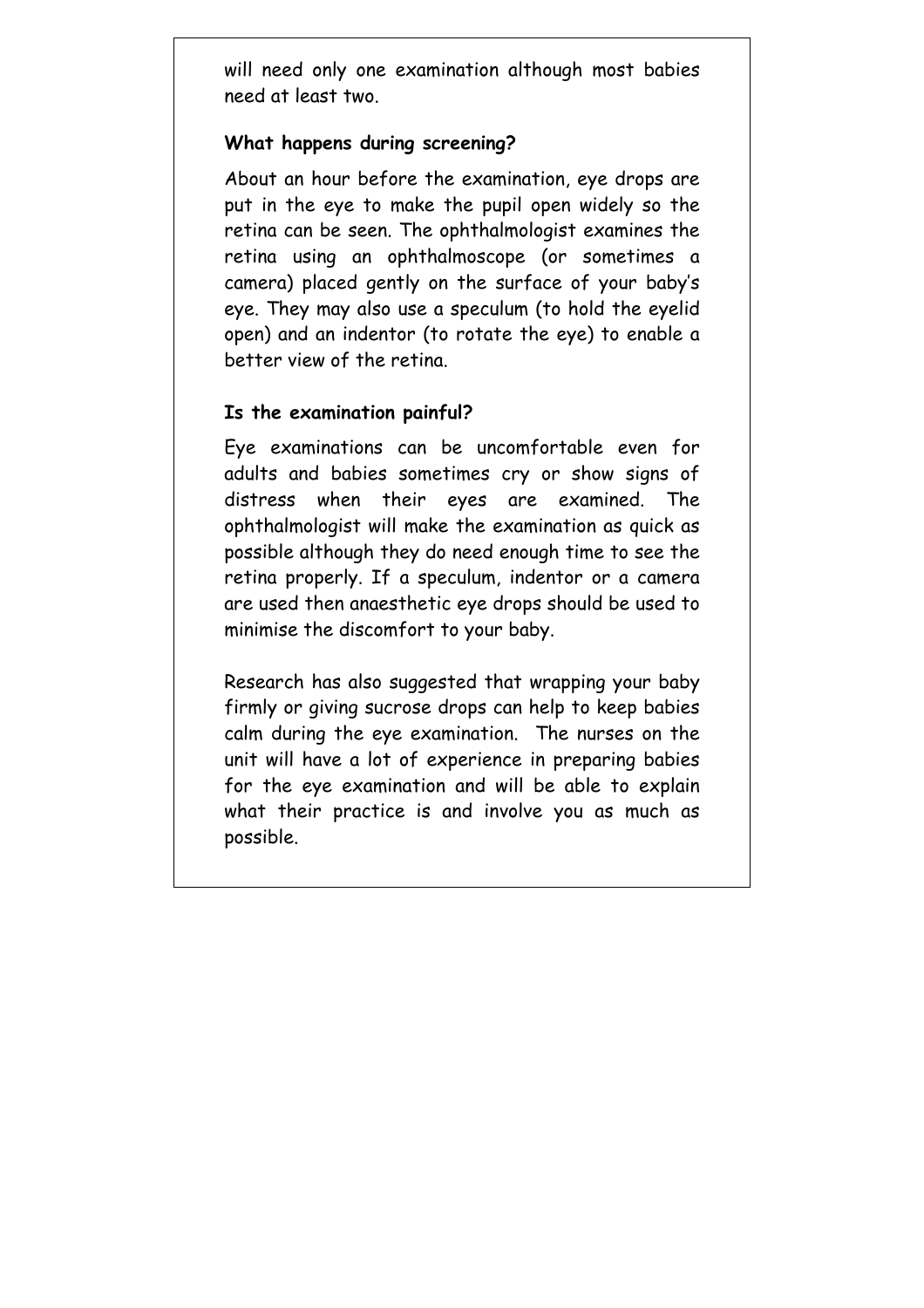will need only one examination although most babies need at least two.

**What happens during screening?**

About an hour before the examination, eye drops are put in the eye to make the pupil open widely so the retina can be seen. The ophthalmologist examines the retina using an ophthalmoscope (or sometimes a camera) placed gently on the surface of your baby's eye. They may also use a speculum (to hold the eyelid open) and an indentor (to rotate the eye) to enable a better view of the retina.

**Is the examination painful?**

Eye examinations can be uncomfortable even for adults and babies sometimes cry or show signs of distress when their eyes are examined. The ophthalmologist will make the examination as quick as possible although they do need enough time to see the retina properly. If a speculum, indentor or a camera are used then anaesthetic eye drops should be used to minimise the discomfort to your baby.

Research has also suggested that wrapping your baby firmly or giving sucrose drops can help to keep babies calm during the eye examination. The nurses on the unit will have a lot of experience in preparing babies for the eye examination and will be able to explain what their practice is and involve you as much as possible.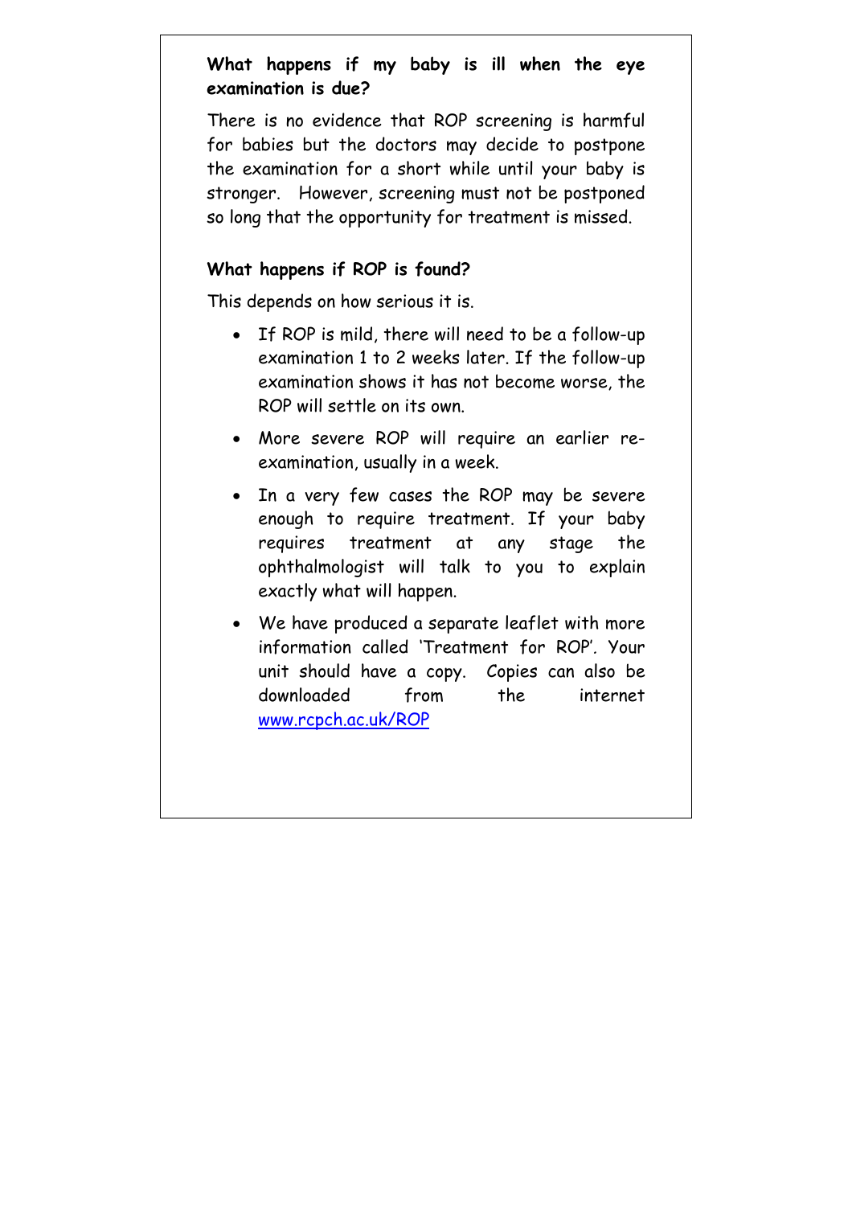**What happens if my baby is ill when the eye examination is due?**

There is no evidence that ROP screening is harmful for babies but the doctors may decide to postpone the examination for a short while until your baby is stronger. However, screening must not be postponed so long that the opportunity for treatment is missed.

**What happens if ROP is found?**

This depends on how serious it is.

- If ROP is mild, there will need to be a follow-up examination 1 to 2 weeks later. If the follow-up examination shows it has not become worse, the ROP will settle on its own.
- More severe ROP will require an earlier re-examination, usually in a week.
- In a very few cases the ROP may be severe enough to require treatment. If your baby requires treatment at any stage the ophthalmologist will talk to you to explain exactly what will happen.
- We have produced a separate leaflet with more information called 'Treatment for ROP'. Your unit should have a copy. Copies can also be downloaded from the internet [www.rcpch.ac.uk/ROP](http://www.rcpch.ac.uk/ROP)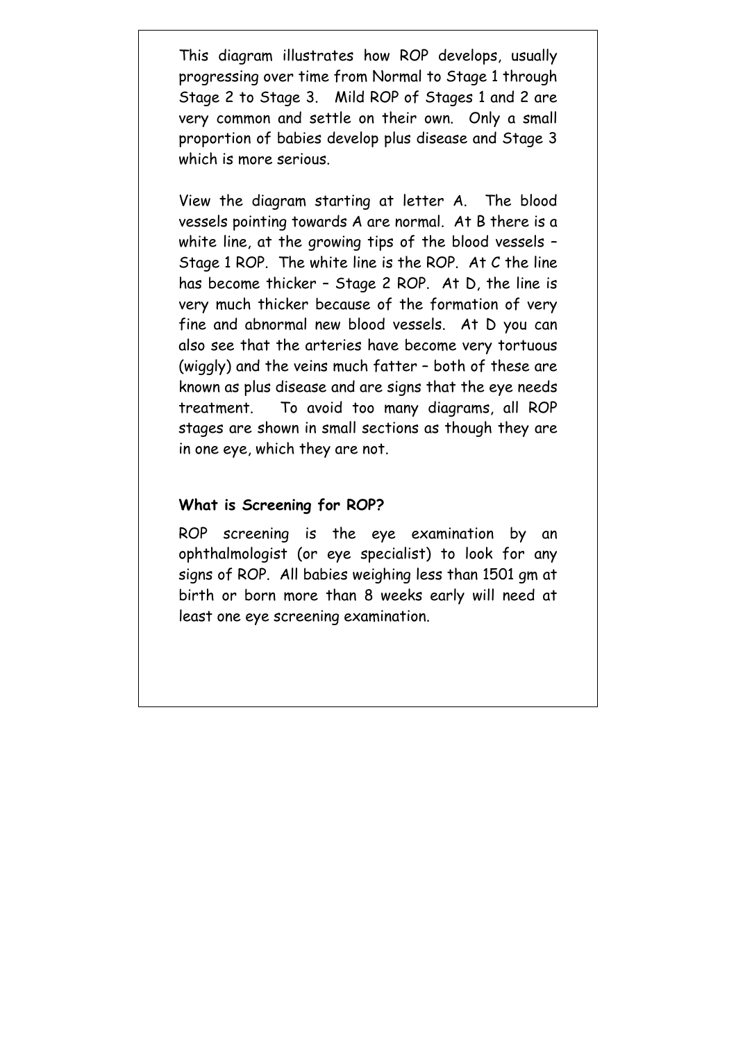This diagram illustrates how ROP develops, usually progressing over time from Normal to Stage 1 through Stage 2 to Stage 3. Mild ROP of Stages 1 and 2 are very common and settle on their own. Only a small proportion of babies develop plus disease and Stage 3 which is more serious.

View the diagram starting at letter A. The blood vessels pointing towards A are normal. At B there is a white line, at the growing tips of the blood vessels – Stage 1 ROP. The white line is the ROP. At C the line has become thicker – Stage 2 ROP. At D, the line is very much thicker because of the formation of very fine and abnormal new blood vessels. At D you can also see that the arteries have become very tortuous (wiggly) and the veins much fatter – both of these are known as plus disease and are signs that the eye needs treatment. To avoid too many diagrams, all ROP stages are shown in small sections as though they are in one eye, which they are not.

**What is Screening for ROP?**

ROP screening is the eye examination by an ophthalmologist (or eye specialist) to look for any signs of ROP. All babies weighing less than 1501 gm at birth or born more than 8 weeks early will need at least one eye screening examination.